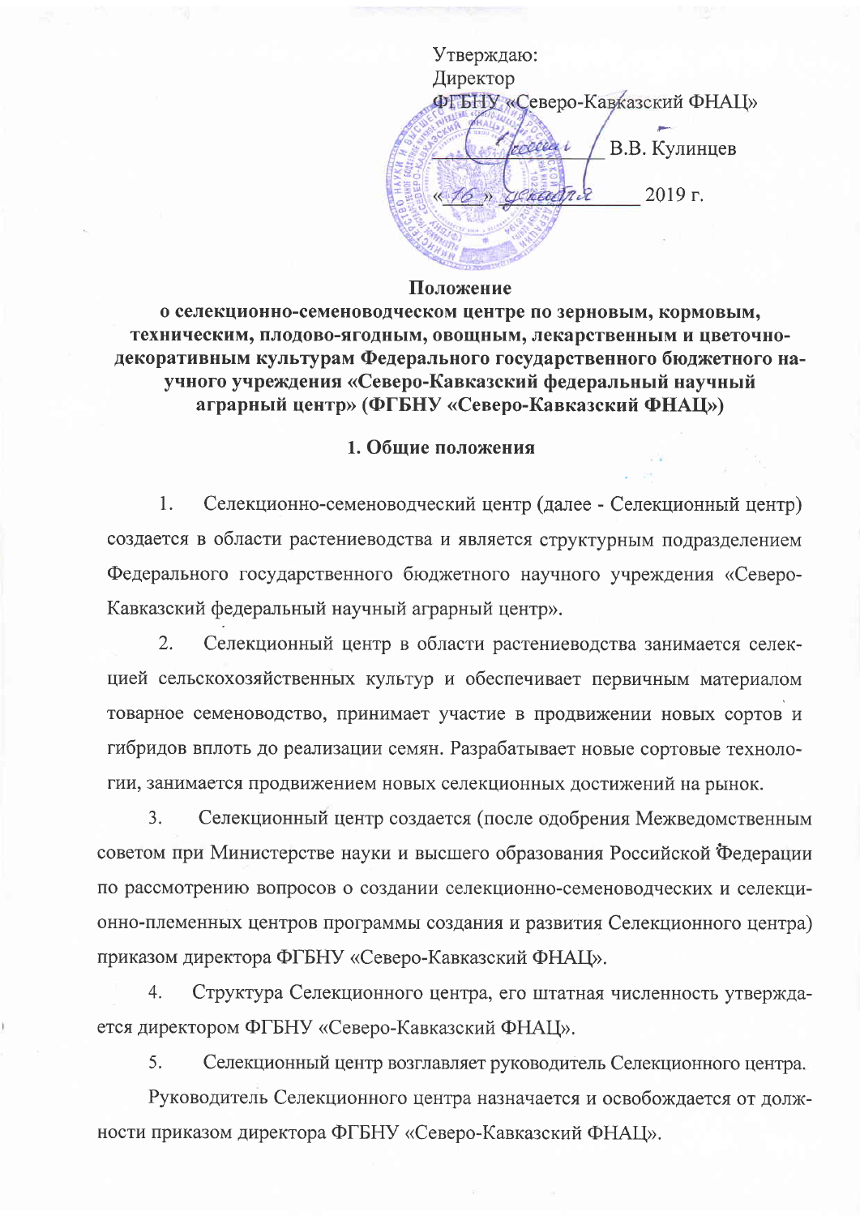Утверждаю:
Директор
ФГБНУ «Северо-Кавказский ФНАЦ»

_____________ В.В. Кулинцев

«16» декабря 2019 г.

**Положение**
**о селекционно-семеноводческом центре по зерновым, кормовым, техническим, плодово-ягодным, овощным, лекарственным и цветочно-декоративным культурам Федерального государственного бюджетного научного учреждения «Северо-Кавказский федеральный научный аграрный центр» (ФГБНУ «Северо-Кавказский ФНАЦ»)**

## 1. Общие положения

1. Селекционно-семеноводческий центр (далее - Селекционный центр) создается в области растениеводства и является структурным подразделением Федерального государственного бюджетного научного учреждения «Северо-Кавказский федеральный научный аграрный центр».

2. Селекционный центр в области растениеводства занимается селекцией сельскохозяйственных культур и обеспечивает первичным материалом товарное семеноводство, принимает участие в продвижении новых сортов и гибридов вплоть до реализации семян. Разрабатывает новые сортовые технологии, занимается продвижением новых селекционных достижений на рынок.

3. Селекционный центр создается (после одобрения Межведомственным советом при Министерстве науки и высшего образования Российской Федерации по рассмотрению вопросов о создании селекционно-семеноводческих и селекционно-племенных центров программы создания и развития Селекционного центра) приказом директора ФГБНУ «Северо-Кавказский ФНАЦ».

4. Структура Селекционного центра, его штатная численность утверждается директором ФГБНУ «Северо-Кавказский ФНАЦ».

5. Селекционный центр возглавляет руководитель Селекционного центра.

Руководитель Селекционного центра назначается и освобождается от должности приказом директора ФГБНУ «Северо-Кавказский ФНАЦ».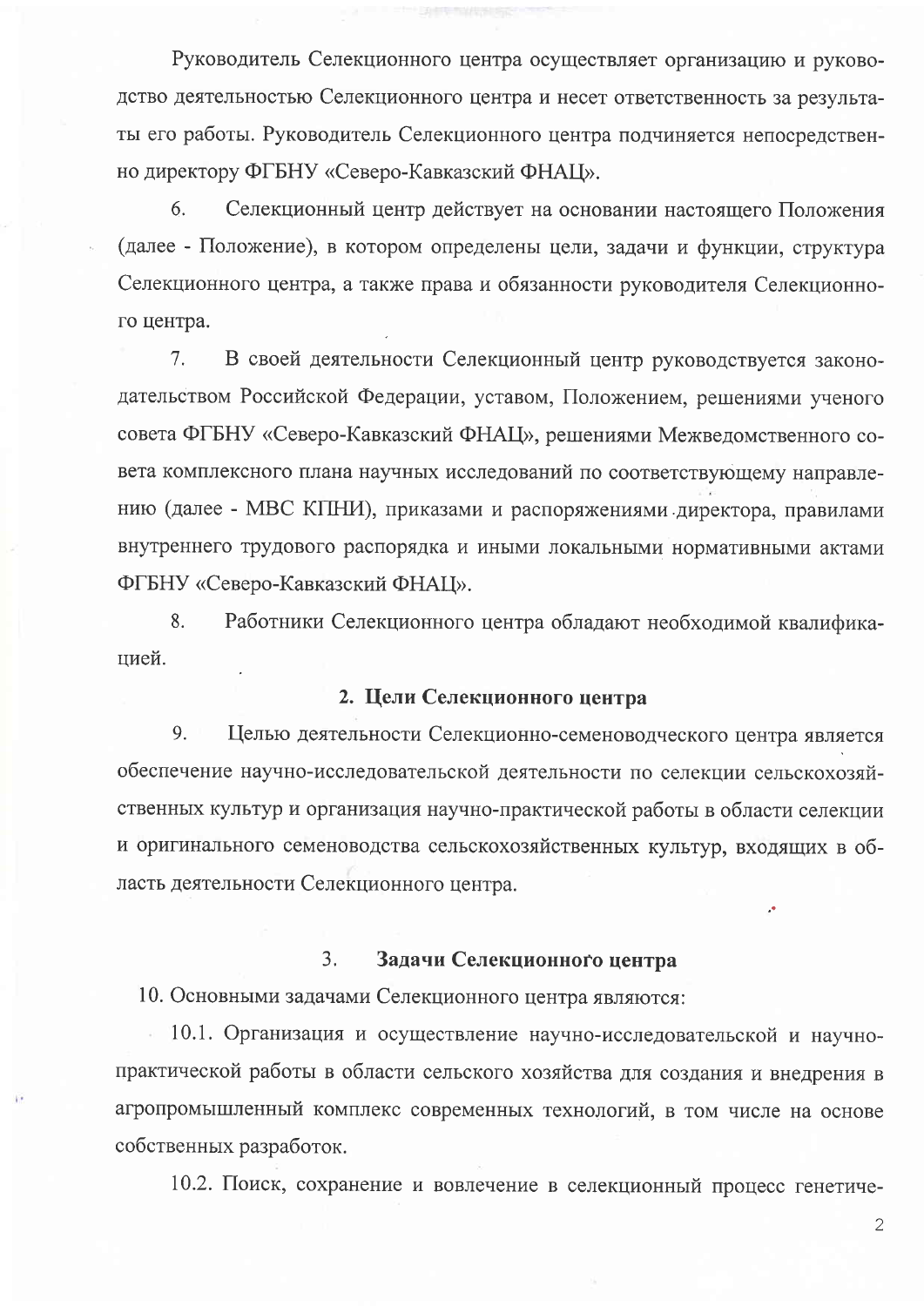Руководитель Селекционного центра осуществляет организацию и руководство деятельностью Селекционного центра и несет ответственность за результаты его работы. Руководитель Селекционного центра подчиняется непосредственно директору ФГБНУ «Северо-Кавказский ФНАЦ».

6. Селекционный центр действует на основании настоящего Положения (далее - Положение), в котором определены цели, задачи и функции, структура Селекционного центра, а также права и обязанности руководителя Селекционного центра.

7. В своей деятельности Селекционный центр руководствуется законодательством Российской Федерации, уставом, Положением, решениями ученого совета ФГБНУ «Северо-Кавказский ФНАЦ», решениями Межведомственного совета комплексного плана научных исследований по соответствующему направлению (далее - МВС КПНИ), приказами и распоряжениями директора, правилами внутреннего трудового распорядка и иными локальными нормативными актами ФГБНУ «Северо-Кавказский ФНАЦ».

8. Работники Селекционного центра обладают необходимой квалификацией.

## 2. Цели Селекционного центра

9. Целью деятельности Селекционно-семеноводческого центра является обеспечение научно-исследовательской деятельности по селекции сельскохозяйственных культур и организация научно-практической работы в области селекции и оригинального семеноводства сельскохозяйственных культур, входящих в область деятельности Селекционного центра.

## 3. Задачи Селекционного центра

10. Основными задачами Селекционного центра являются:

10.1. Организация и осуществление научно-исследовательской и научно-практической работы в области сельского хозяйства для создания и внедрения в агропромышленный комплекс современных технологий, в том числе на основе собственных разработок.

10.2. Поиск, сохранение и вовлечение в селекционный процесс генетиче-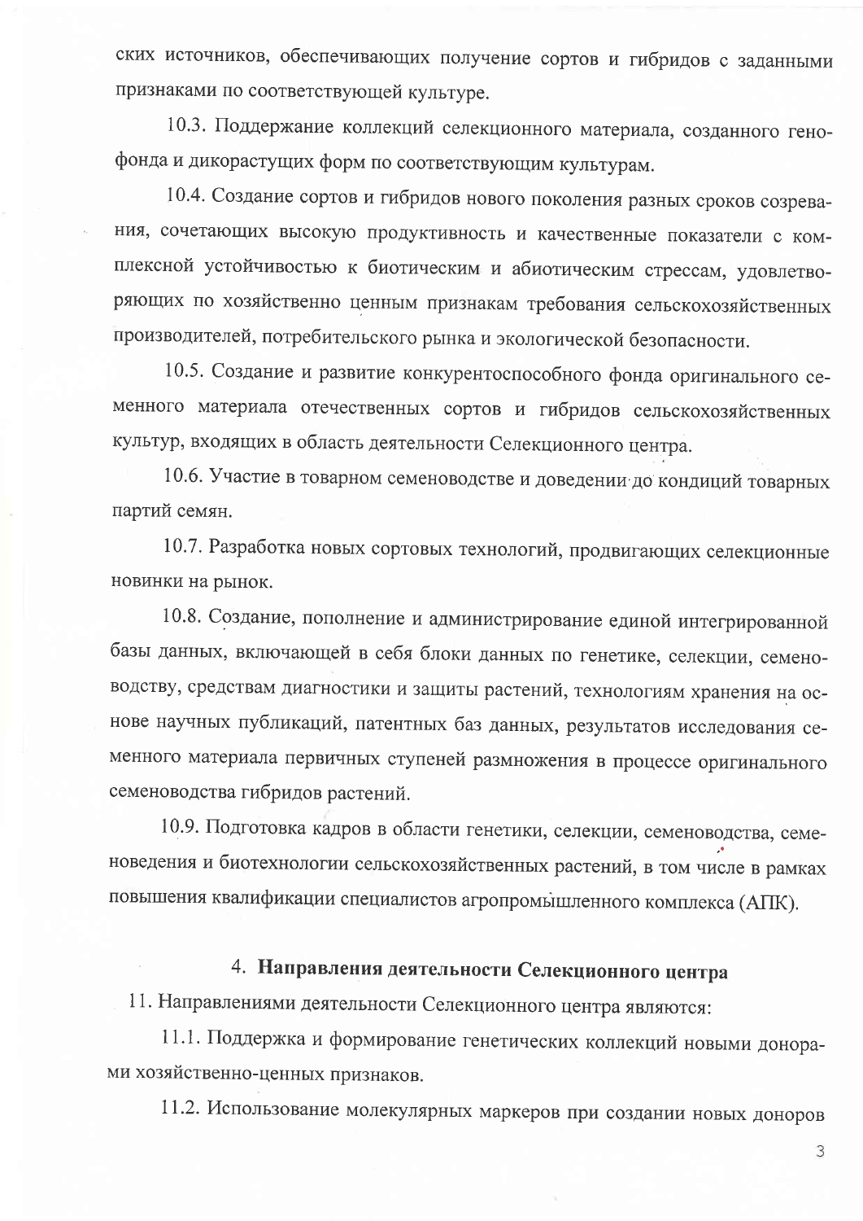ских источников, обеспечивающих получение сортов и гибридов с заданными признаками по соответствующей культуре.

10.3. Поддержание коллекций селекционного материала, созданного генофонда и дикорастущих форм по соответствующим культурам.

10.4. Создание сортов и гибридов нового поколения разных сроков созревания, сочетающих высокую продуктивность и качественные показатели с комплексной устойчивостью к биотическим и абиотическим стрессам, удовлетворяющих по хозяйственно ценным признакам требования сельскохозяйственных производителей, потребительского рынка и экологической безопасности.

10.5. Создание и развитие конкурентоспособного фонда оригинального семенного материала отечественных сортов и гибридов сельскохозяйственных культур, входящих в область деятельности Селекционного центра.

10.6. Участие в товарном семеноводстве и доведении до кондиций товарных партий семян.

10.7. Разработка новых сортовых технологий, продвигающих селекционные новинки на рынок.

10.8. Создание, пополнение и администрирование единой интегрированной базы данных, включающей в себя блоки данных по генетике, селекции, семеноводству, средствам диагностики и защиты растений, технологиям хранения на основе научных публикаций, патентных баз данных, результатов исследования семенного материала первичных ступеней размножения в процессе оригинального семеноводства гибридов растений.

10.9. Подготовка кадров в области генетики, селекции, семеноводства, семеноведения и биотехнологии сельскохозяйственных растений, в том числе в рамках повышения квалификации специалистов агропромышленного комплекса (АПК).

## 4. Направления деятельности Селекционного центра

11. Направлениями деятельности Селекционного центра являются:

11.1. Поддержка и формирование генетических коллекций новыми донорами хозяйственно-ценных признаков.

11.2. Использование молекулярных маркеров при создании новых доноров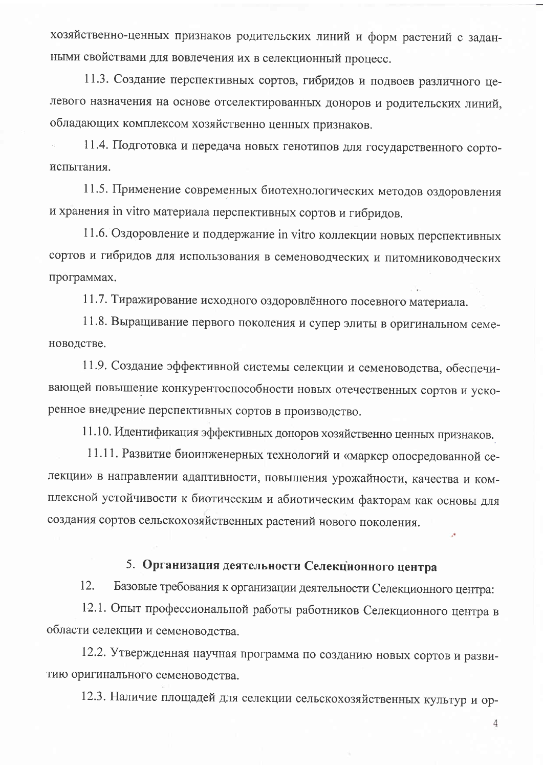хозяйственно-ценных признаков родительских линий и форм растений с заданными свойствами для вовлечения их в селекционный процесс.

11.3. Создание перспективных сортов, гибридов и подвоев различного целевого назначения на основе отселектированных доноров и родительских линий, обладающих комплексом хозяйственно ценных признаков.

11.4. Подготовка и передача новых генотипов для государственного сортоиспытания.

11.5. Применение современных биотехнологических методов оздоровления и хранения in vitro материала перспективных сортов и гибридов.

11.6. Оздоровление и поддержание in vitro коллекции новых перспективных сортов и гибридов для использования в семеноводческих и питомниководческих программах.

11.7. Тиражирование исходного оздоровлённого посевного материала.

11.8. Выращивание первого поколения и супер элиты в оригинальном семеноводстве.

11.9. Создание эффективной системы селекции и семеноводства, обеспечивающей повышение конкурентоспособности новых отечественных сортов и ускоренное внедрение перспективных сортов в производство.

11.10. Идентификация эффективных доноров хозяйственно ценных признаков.

11.11. Развитие биоинженерных технологий и «маркер опосредованной селекции» в направлении адаптивности, повышения урожайности, качества и комплексной устойчивости к биотическим и абиотическим факторам как основы для создания сортов сельскохозяйственных растений нового поколения.

## 5. Организация деятельности Селекционного центра

12. Базовые требования к организации деятельности Селекционного центра:

12.1. Опыт профессиональной работы работников Селекционного центра в области селекции и семеноводства.

12.2. Утвержденная научная программа по созданию новых сортов и развитию оригинального семеноводства.

12.3. Наличие площадей для селекции сельскохозяйственных культур и ор-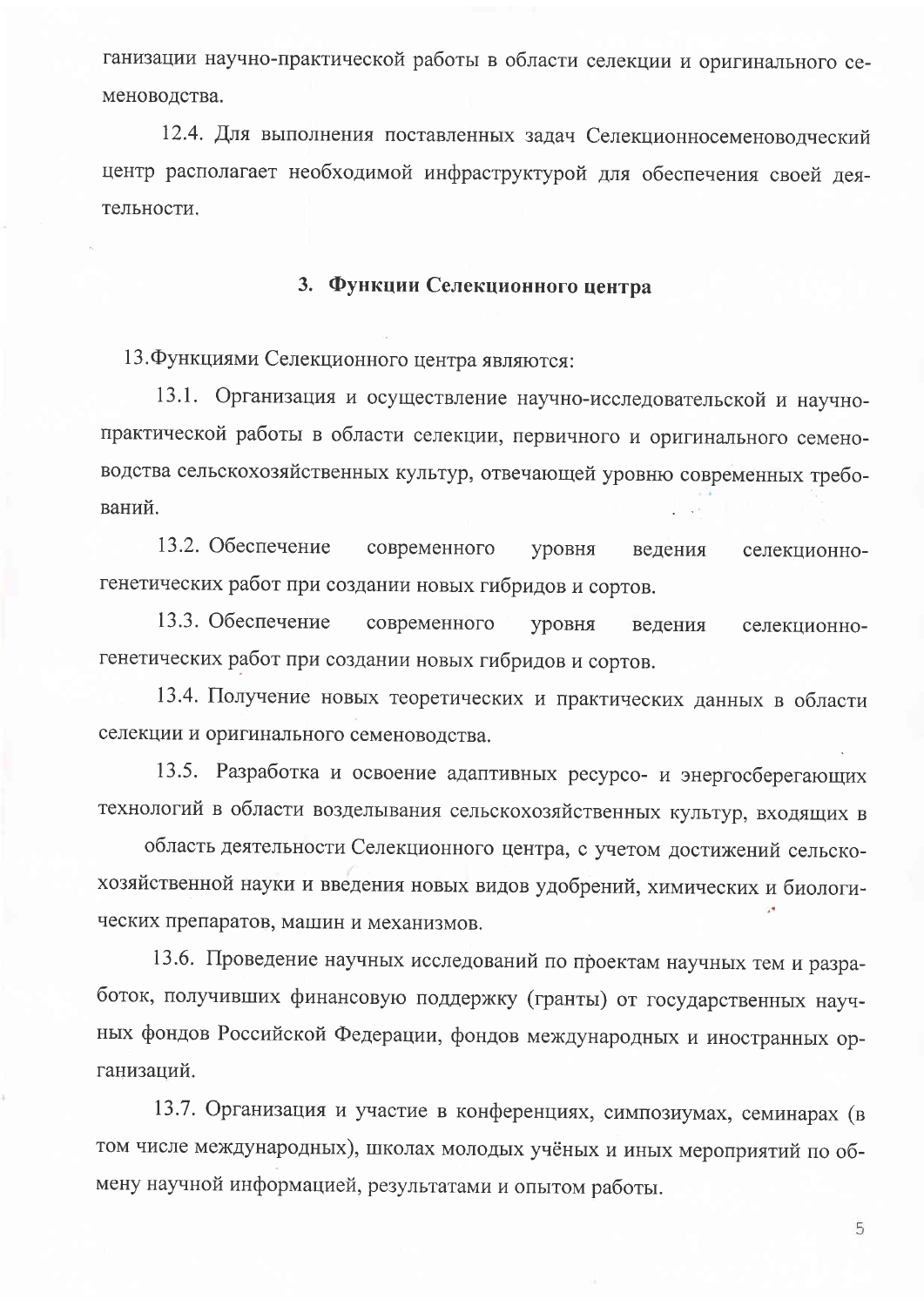ганизации научно-практической работы в области селекции и оригинального семеноводства.

12.4. Для выполнения поставленных задач Селекционносеменоводческий центр располагает необходимой инфраструктурой для обеспечения своей деятельности.

## 3. Функции Селекционного центра

13.Функциями Селекционного центра являются:

13.1. Организация и осуществление научно-исследовательской и научно-практической работы в области селекции, первичного и оригинального семеноводства сельскохозяйственных культур, отвечающей уровню современных требований.

13.2. Обеспечение современного уровня ведения селекционно-генетических работ при создании новых гибридов и сортов.

13.3. Обеспечение современного уровня ведения селекционно-генетических работ при создании новых гибридов и сортов.

13.4. Получение новых теоретических и практических данных в области селекции и оригинального семеноводства.

13.5. Разработка и освоение адаптивных ресурсо- и энергосберегающих технологий в области возделывания сельскохозяйственных культур, входящих в область деятельности Селекционного центра, с учетом достижений сельскохозяйственной науки и введения новых видов удобрений, химических и биологических препаратов, машин и механизмов.

13.6. Проведение научных исследований по проектам научных тем и разработок, получивших финансовую поддержку (гранты) от государственных научных фондов Российской Федерации, фондов международных и иностранных организаций.

13.7. Организация и участие в конференциях, симпозиумах, семинарах (в том числе международных), школах молодых учёных и иных мероприятий по обмену научной информацией, результатами и опытом работы.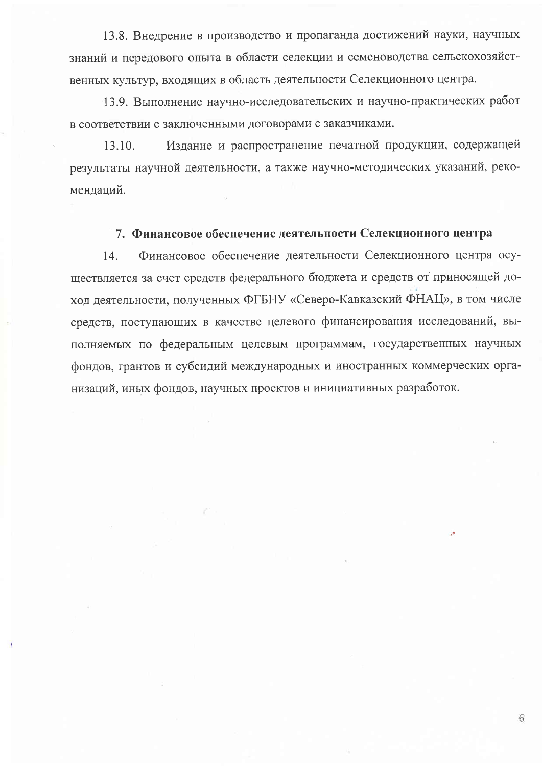13.8. Внедрение в производство и пропаганда достижений науки, научных знаний и передового опыта в области селекции и семеноводства сельскохозяйственных культур, входящих в область деятельности Селекционного центра.

13.9. Выполнение научно-исследовательских и научно-практических работ в соответствии с заключенными договорами с заказчиками.

13.10. Издание и распространение печатной продукции, содержащей результаты научной деятельности, а также научно-методических указаний, рекомендаций.

## 7. Финансовое обеспечение деятельности Селекционного центра

14. Финансовое обеспечение деятельности Селекционного центра осуществляется за счет средств федерального бюджета и средств от приносящей доход деятельности, полученных ФГБНУ «Северо-Кавказский ФНАЦ», в том числе средств, поступающих в качестве целевого финансирования исследований, выполняемых по федеральным целевым программам, государственных научных фондов, грантов и субсидий международных и иностранных коммерческих организаций, иных фондов, научных проектов и инициативных разработок.